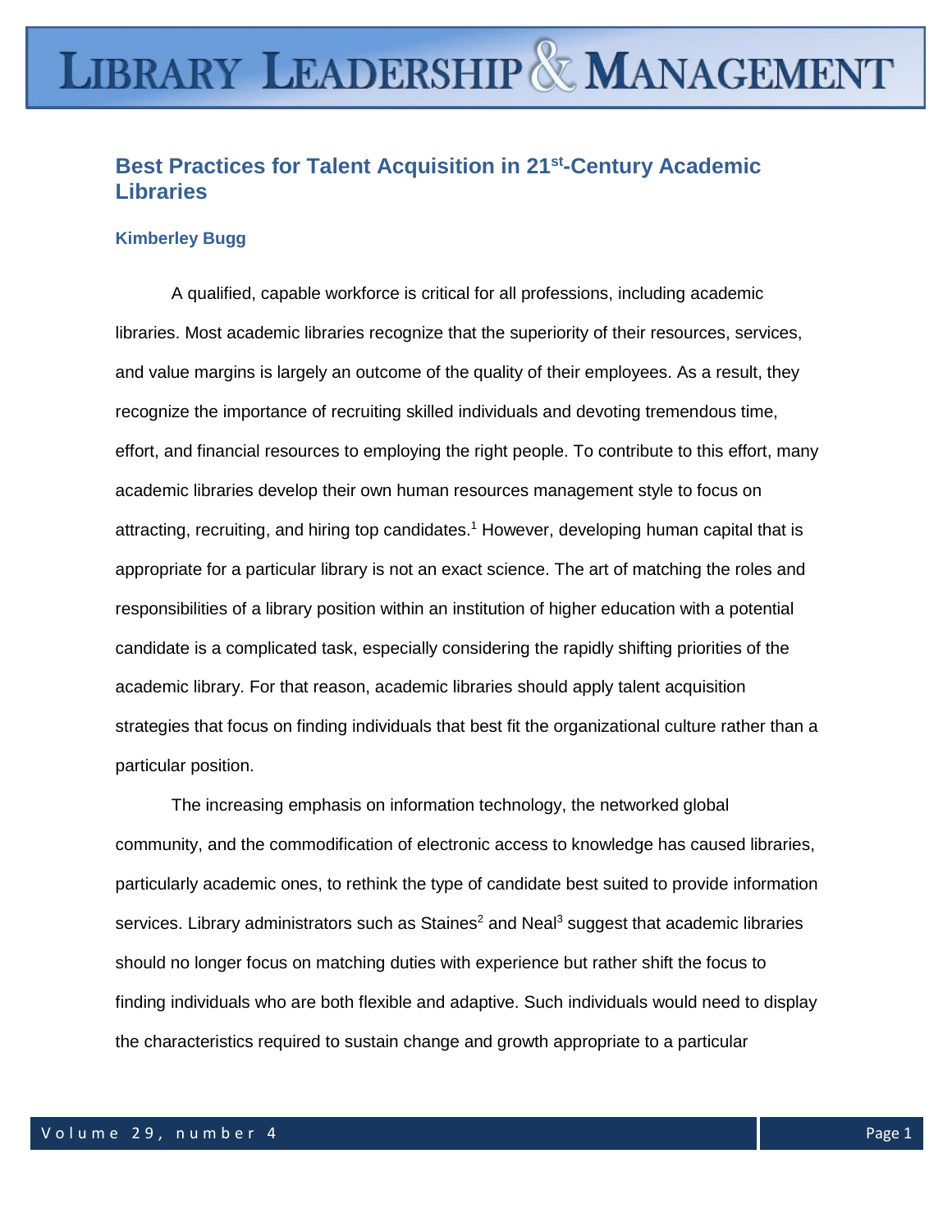# Best Practices for Talent Acquisition in 21st-Century Academic Libraries

**Kimberley Bugg**

A qualified, capable workforce is critical for all professions, including academic libraries. Most academic libraries recognize that the superiority of their resources, services, and value margins is largely an outcome of the quality of their employees. As a result, they recognize the importance of recruiting skilled individuals and devoting tremendous time, effort, and financial resources to employing the right people. To contribute to this effort, many academic libraries develop their own human resources management style to focus on attracting, recruiting, and hiring top candidates.[1] However, developing human capital that is appropriate for a particular library is not an exact science. The art of matching the roles and responsibilities of a library position within an institution of higher education with a potential candidate is a complicated task, especially considering the rapidly shifting priorities of the academic library. For that reason, academic libraries should apply talent acquisition strategies that focus on finding individuals that best fit the organizational culture rather than a particular position.

The increasing emphasis on information technology, the networked global community, and the commodification of electronic access to knowledge has caused libraries, particularly academic ones, to rethink the type of candidate best suited to provide information services. Library administrators such as Staines[2] and Neal[3] suggest that academic libraries should no longer focus on matching duties with experience but rather shift the focus to finding individuals who are both flexible and adaptive. Such individuals would need to display the characteristics required to sustain change and growth appropriate to a particular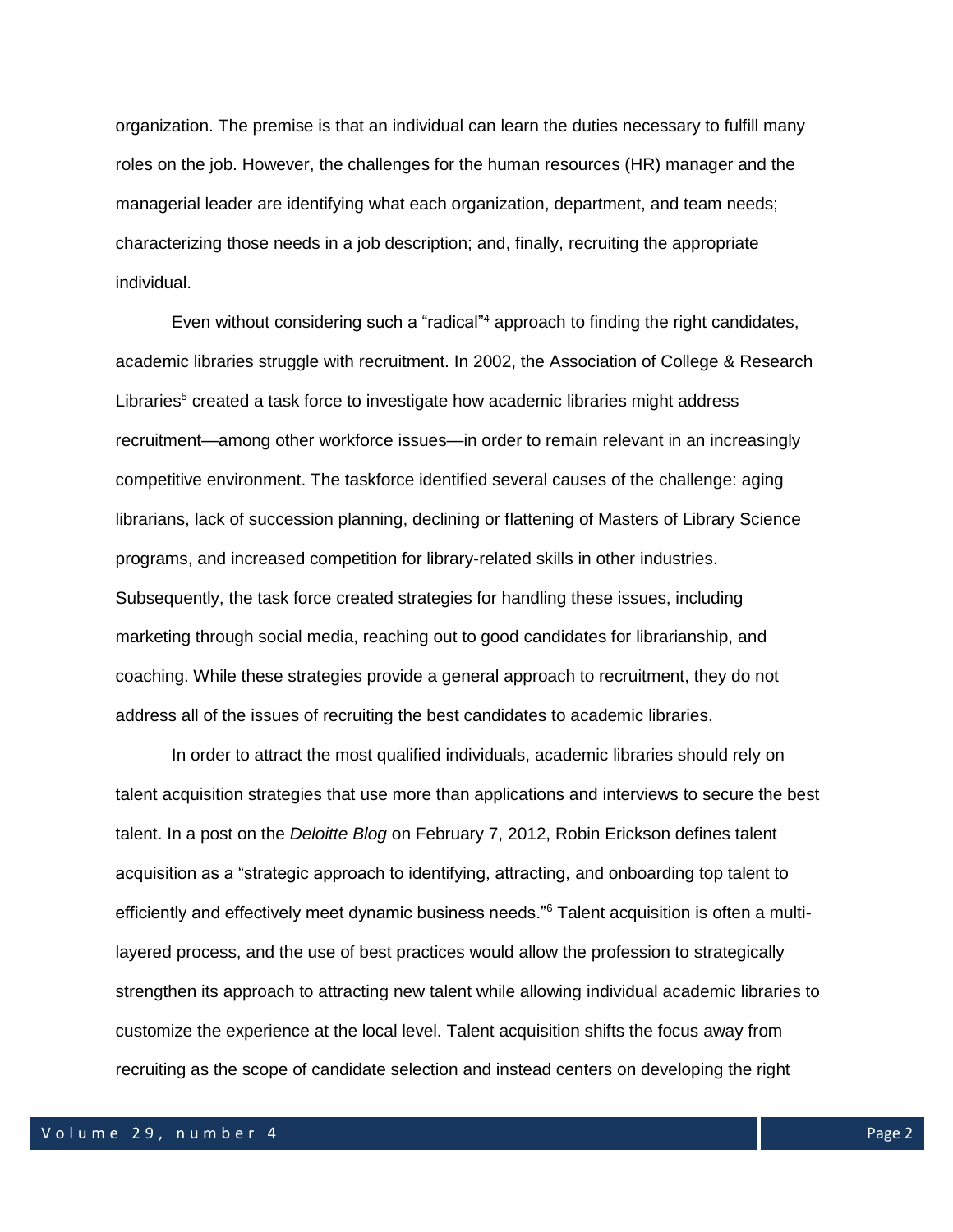organization. The premise is that an individual can learn the duties necessary to fulfill many roles on the job. However, the challenges for the human resources (HR) manager and the managerial leader are identifying what each organization, department, and team needs; characterizing those needs in a job description; and, finally, recruiting the appropriate individual.

Even without considering such a "radical"[4] approach to finding the right candidates, academic libraries struggle with recruitment. In 2002, the Association of College & Research Libraries[5] created a task force to investigate how academic libraries might address recruitment—among other workforce issues—in order to remain relevant in an increasingly competitive environment. The taskforce identified several causes of the challenge: aging librarians, lack of succession planning, declining or flattening of Masters of Library Science programs, and increased competition for library-related skills in other industries. Subsequently, the task force created strategies for handling these issues, including marketing through social media, reaching out to good candidates for librarianship, and coaching. While these strategies provide a general approach to recruitment, they do not address all of the issues of recruiting the best candidates to academic libraries.

In order to attract the most qualified individuals, academic libraries should rely on talent acquisition strategies that use more than applications and interviews to secure the best talent. In a post on the *Deloitte Blog* on February 7, 2012, Robin Erickson defines talent acquisition as a "strategic approach to identifying, attracting, and onboarding top talent to efficiently and effectively meet dynamic business needs."[6] Talent acquisition is often a multi-layered process, and the use of best practices would allow the profession to strategically strengthen its approach to attracting new talent while allowing individual academic libraries to customize the experience at the local level. Talent acquisition shifts the focus away from recruiting as the scope of candidate selection and instead centers on developing the right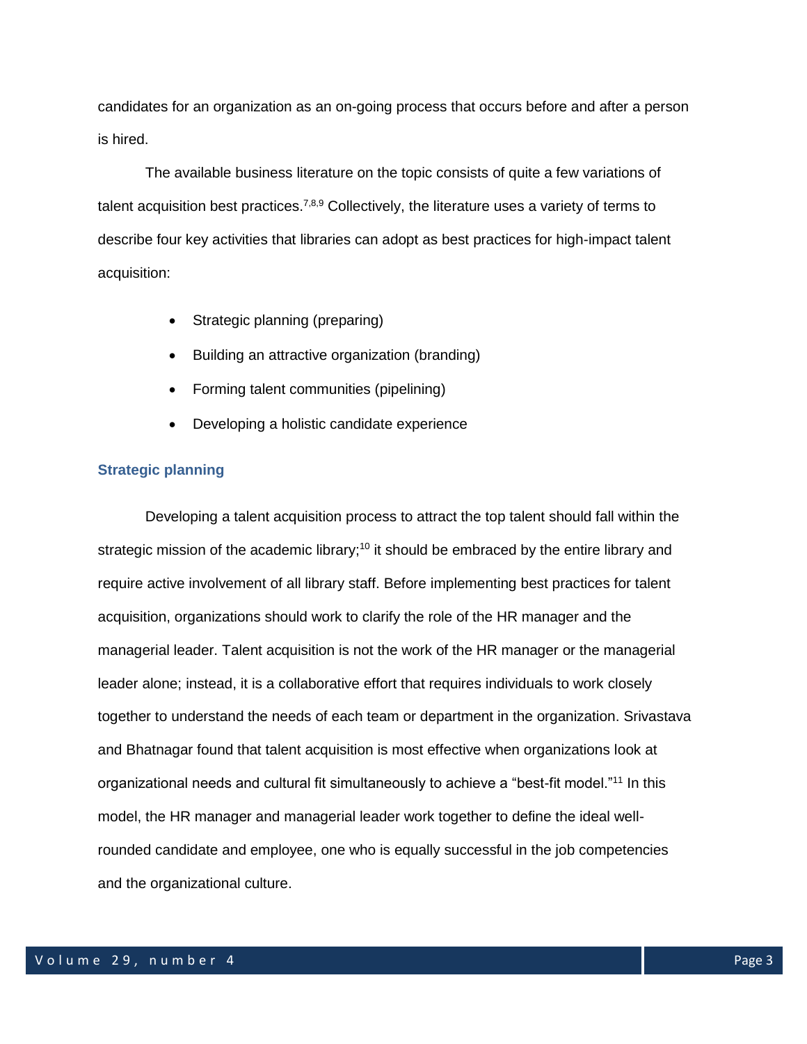candidates for an organization as an on-going process that occurs before and after a person is hired.

The available business literature on the topic consists of quite a few variations of talent acquisition best practices.[7,8,9] Collectively, the literature uses a variety of terms to describe four key activities that libraries can adopt as best practices for high-impact talent acquisition:

- Strategic planning (preparing)
- Building an attractive organization (branding)
- Forming talent communities (pipelining)
- Developing a holistic candidate experience

### Strategic planning

Developing a talent acquisition process to attract the top talent should fall within the strategic mission of the academic library;[10] it should be embraced by the entire library and require active involvement of all library staff. Before implementing best practices for talent acquisition, organizations should work to clarify the role of the HR manager and the managerial leader. Talent acquisition is not the work of the HR manager or the managerial leader alone; instead, it is a collaborative effort that requires individuals to work closely together to understand the needs of each team or department in the organization. Srivastava and Bhatnagar found that talent acquisition is most effective when organizations look at organizational needs and cultural fit simultaneously to achieve a "best-fit model."[11] In this model, the HR manager and managerial leader work together to define the ideal well-rounded candidate and employee, one who is equally successful in the job competencies and the organizational culture.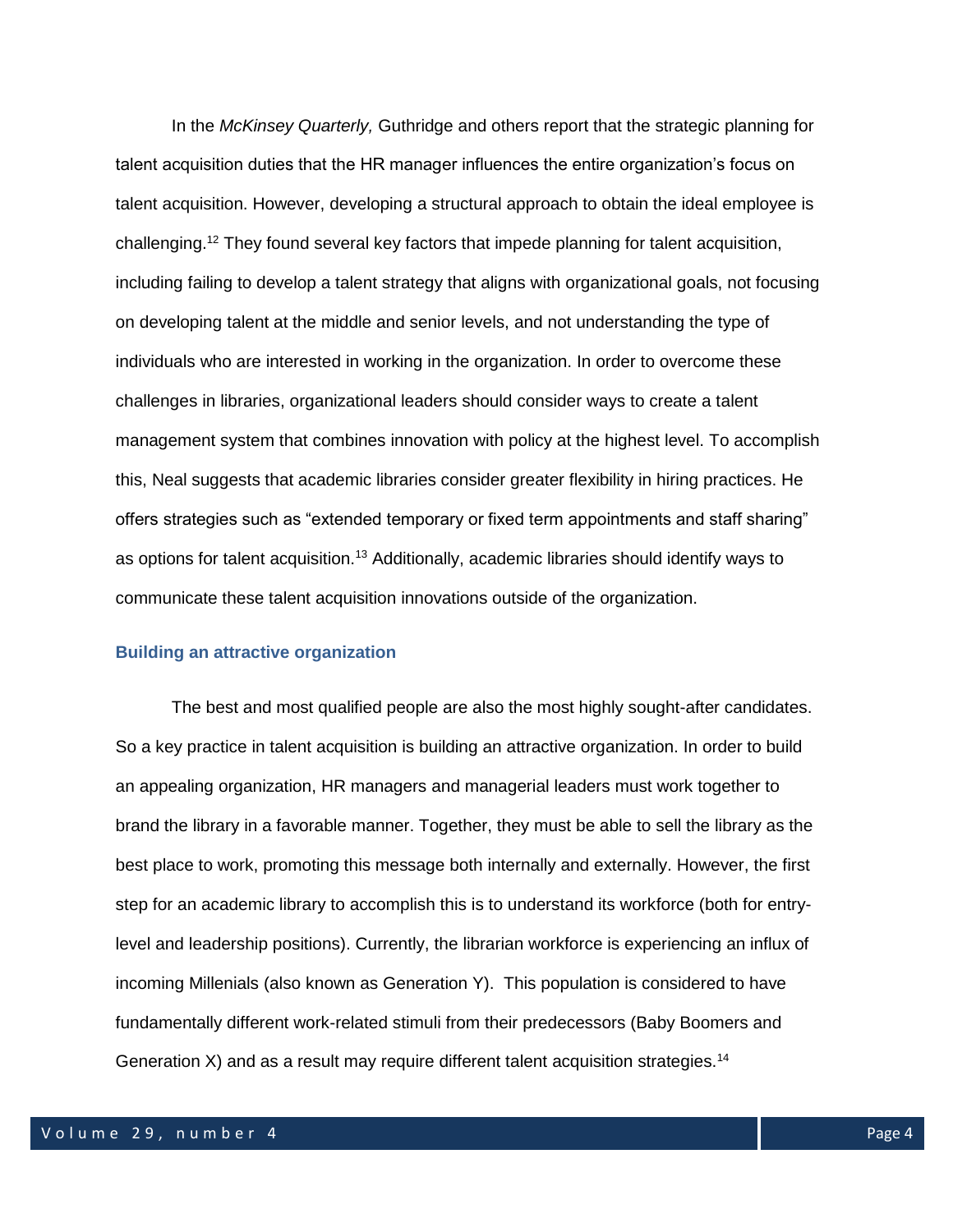In the *McKinsey Quarterly,* Guthridge and others report that the strategic planning for talent acquisition duties that the HR manager influences the entire organization's focus on talent acquisition. However, developing a structural approach to obtain the ideal employee is challenging.[12] They found several key factors that impede planning for talent acquisition, including failing to develop a talent strategy that aligns with organizational goals, not focusing on developing talent at the middle and senior levels, and not understanding the type of individuals who are interested in working in the organization. In order to overcome these challenges in libraries, organizational leaders should consider ways to create a talent management system that combines innovation with policy at the highest level. To accomplish this, Neal suggests that academic libraries consider greater flexibility in hiring practices. He offers strategies such as "extended temporary or fixed term appointments and staff sharing" as options for talent acquisition.[13] Additionally, academic libraries should identify ways to communicate these talent acquisition innovations outside of the organization.

### Building an attractive organization

The best and most qualified people are also the most highly sought-after candidates. So a key practice in talent acquisition is building an attractive organization. In order to build an appealing organization, HR managers and managerial leaders must work together to brand the library in a favorable manner. Together, they must be able to sell the library as the best place to work, promoting this message both internally and externally. However, the first step for an academic library to accomplish this is to understand its workforce (both for entry-level and leadership positions). Currently, the librarian workforce is experiencing an influx of incoming Millenials (also known as Generation Y). This population is considered to have fundamentally different work-related stimuli from their predecessors (Baby Boomers and Generation X) and as a result may require different talent acquisition strategies.[14]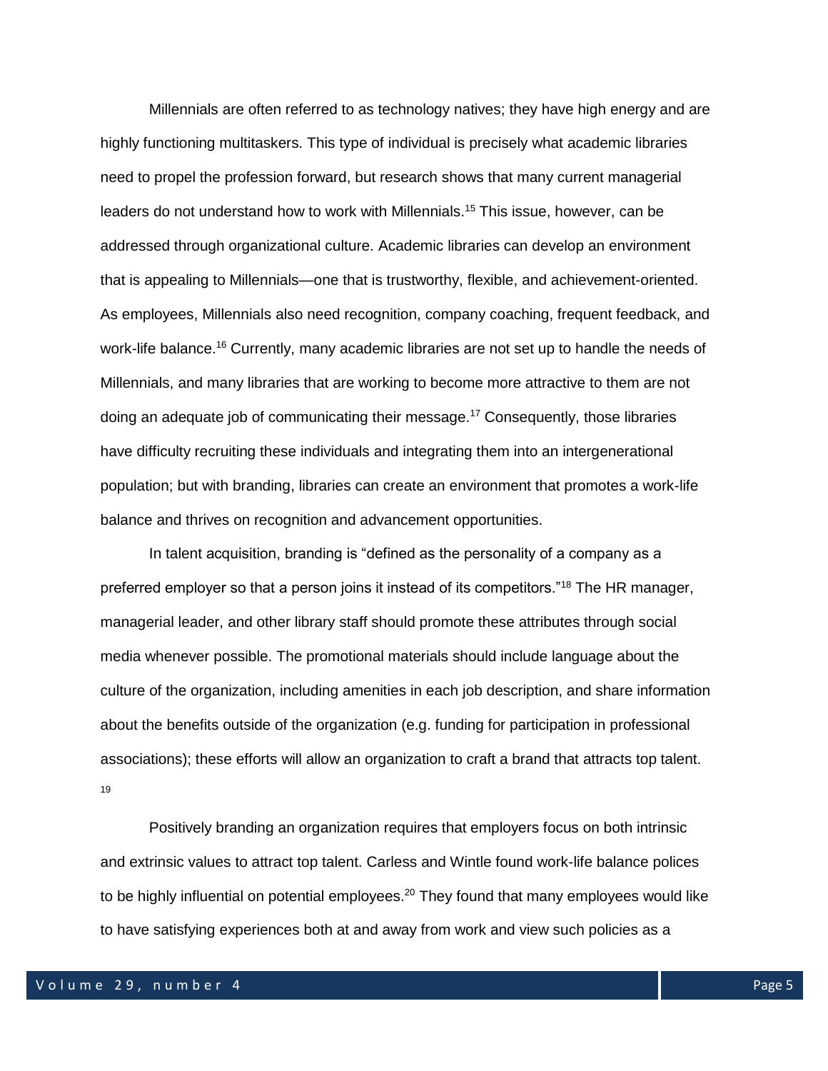Millennials are often referred to as technology natives; they have high energy and are highly functioning multitaskers. This type of individual is precisely what academic libraries need to propel the profession forward, but research shows that many current managerial leaders do not understand how to work with Millennials.[15] This issue, however, can be addressed through organizational culture. Academic libraries can develop an environment that is appealing to Millennials—one that is trustworthy, flexible, and achievement-oriented. As employees, Millennials also need recognition, company coaching, frequent feedback, and work-life balance.[16] Currently, many academic libraries are not set up to handle the needs of Millennials, and many libraries that are working to become more attractive to them are not doing an adequate job of communicating their message.[17] Consequently, those libraries have difficulty recruiting these individuals and integrating them into an intergenerational population; but with branding, libraries can create an environment that promotes a work-life balance and thrives on recognition and advancement opportunities.

In talent acquisition, branding is "defined as the personality of a company as a preferred employer so that a person joins it instead of its competitors."[18] The HR manager, managerial leader, and other library staff should promote these attributes through social media whenever possible. The promotional materials should include language about the culture of the organization, including amenities in each job description, and share information about the benefits outside of the organization (e.g. funding for participation in professional associations); these efforts will allow an organization to craft a brand that attracts top talent.[19]

Positively branding an organization requires that employers focus on both intrinsic and extrinsic values to attract top talent. Carless and Wintle found work-life balance polices to be highly influential on potential employees.[20] They found that many employees would like to have satisfying experiences both at and away from work and view such policies as a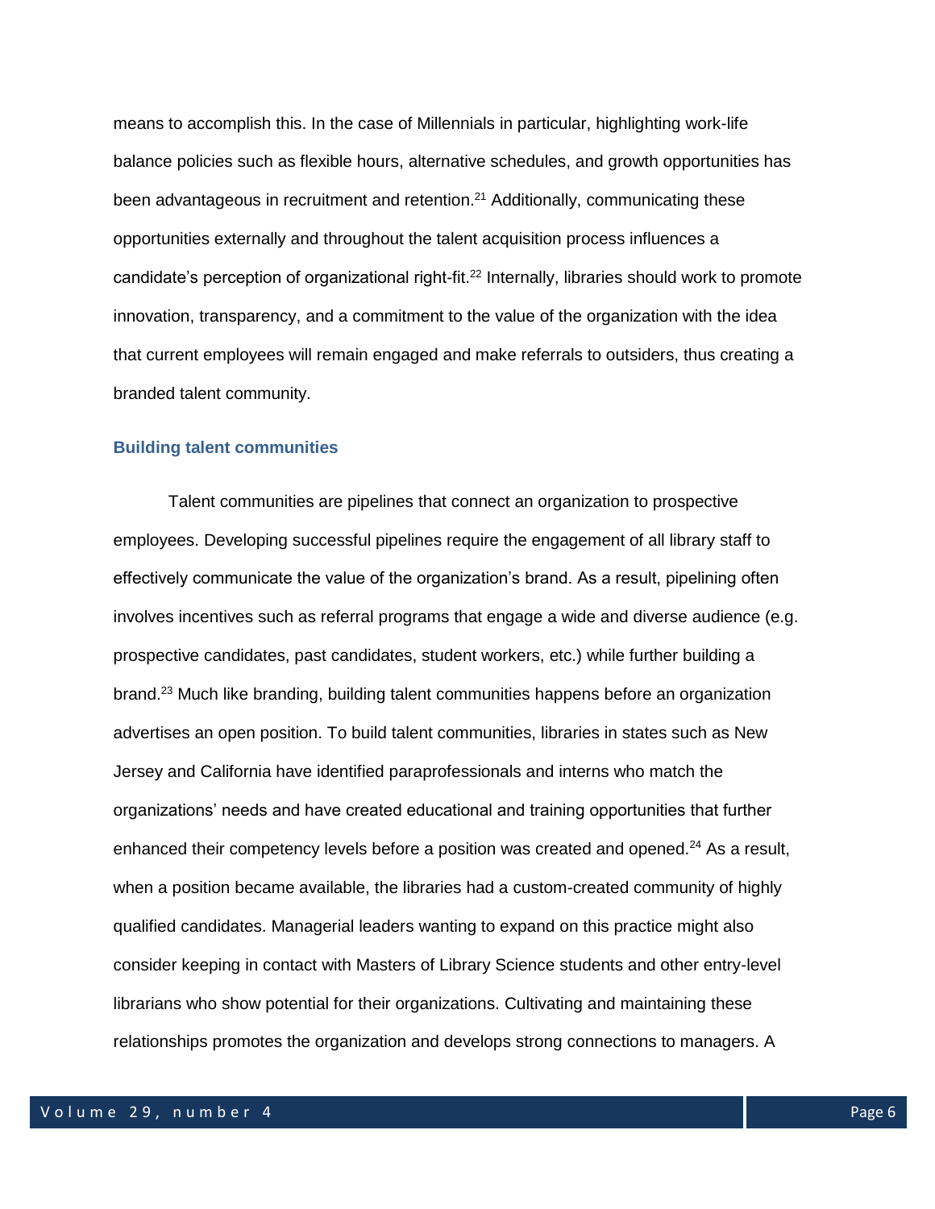means to accomplish this. In the case of Millennials in particular, highlighting work-life balance policies such as flexible hours, alternative schedules, and growth opportunities has been advantageous in recruitment and retention.[21] Additionally, communicating these opportunities externally and throughout the talent acquisition process influences a candidate's perception of organizational right-fit.[22] Internally, libraries should work to promote innovation, transparency, and a commitment to the value of the organization with the idea that current employees will remain engaged and make referrals to outsiders, thus creating a branded talent community.

### Building talent communities

Talent communities are pipelines that connect an organization to prospective employees. Developing successful pipelines require the engagement of all library staff to effectively communicate the value of the organization's brand. As a result, pipelining often involves incentives such as referral programs that engage a wide and diverse audience (e.g. prospective candidates, past candidates, student workers, etc.) while further building a brand.[23] Much like branding, building talent communities happens before an organization advertises an open position. To build talent communities, libraries in states such as New Jersey and California have identified paraprofessionals and interns who match the organizations' needs and have created educational and training opportunities that further enhanced their competency levels before a position was created and opened.[24] As a result, when a position became available, the libraries had a custom-created community of highly qualified candidates. Managerial leaders wanting to expand on this practice might also consider keeping in contact with Masters of Library Science students and other entry-level librarians who show potential for their organizations. Cultivating and maintaining these relationships promotes the organization and develops strong connections to managers. A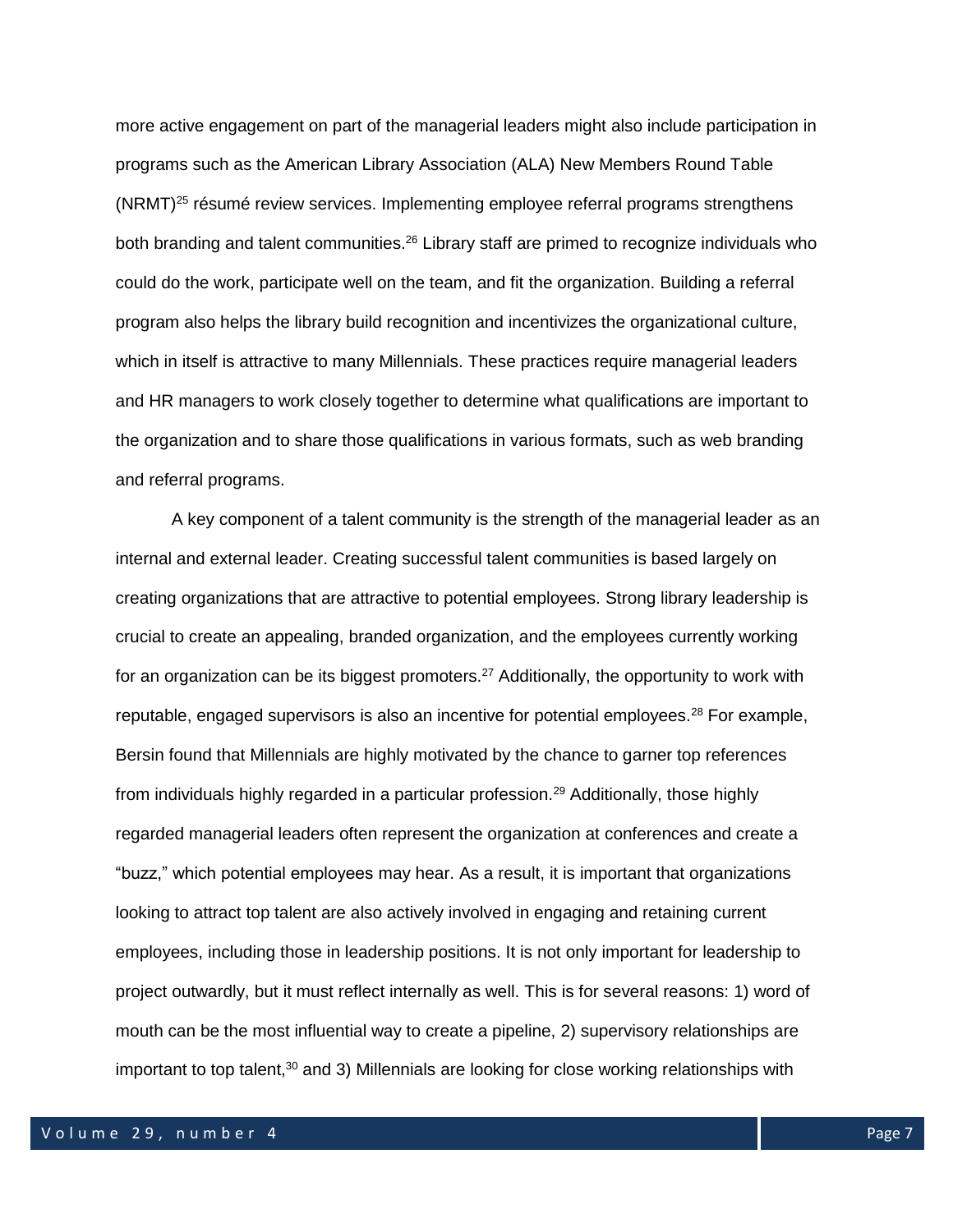more active engagement on part of the managerial leaders might also include participation in programs such as the American Library Association (ALA) New Members Round Table (NRMT)[25] résumé review services. Implementing employee referral programs strengthens both branding and talent communities.[26] Library staff are primed to recognize individuals who could do the work, participate well on the team, and fit the organization. Building a referral program also helps the library build recognition and incentivizes the organizational culture, which in itself is attractive to many Millennials. These practices require managerial leaders and HR managers to work closely together to determine what qualifications are important to the organization and to share those qualifications in various formats, such as web branding and referral programs.

A key component of a talent community is the strength of the managerial leader as an internal and external leader. Creating successful talent communities is based largely on creating organizations that are attractive to potential employees. Strong library leadership is crucial to create an appealing, branded organization, and the employees currently working for an organization can be its biggest promoters.[27] Additionally, the opportunity to work with reputable, engaged supervisors is also an incentive for potential employees.[28] For example, Bersin found that Millennials are highly motivated by the chance to garner top references from individuals highly regarded in a particular profession.[29] Additionally, those highly regarded managerial leaders often represent the organization at conferences and create a "buzz," which potential employees may hear. As a result, it is important that organizations looking to attract top talent are also actively involved in engaging and retaining current employees, including those in leadership positions. It is not only important for leadership to project outwardly, but it must reflect internally as well. This is for several reasons: 1) word of mouth can be the most influential way to create a pipeline, 2) supervisory relationships are important to top talent,[30] and 3) Millennials are looking for close working relationships with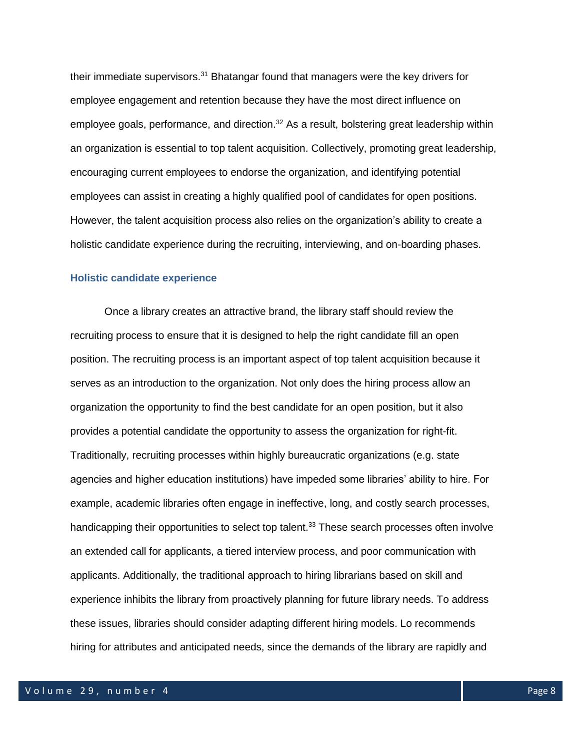their immediate supervisors.[31] Bhatangar found that managers were the key drivers for employee engagement and retention because they have the most direct influence on employee goals, performance, and direction.[32] As a result, bolstering great leadership within an organization is essential to top talent acquisition. Collectively, promoting great leadership, encouraging current employees to endorse the organization, and identifying potential employees can assist in creating a highly qualified pool of candidates for open positions. However, the talent acquisition process also relies on the organization's ability to create a holistic candidate experience during the recruiting, interviewing, and on-boarding phases.

### Holistic candidate experience

Once a library creates an attractive brand, the library staff should review the recruiting process to ensure that it is designed to help the right candidate fill an open position. The recruiting process is an important aspect of top talent acquisition because it serves as an introduction to the organization. Not only does the hiring process allow an organization the opportunity to find the best candidate for an open position, but it also provides a potential candidate the opportunity to assess the organization for right-fit. Traditionally, recruiting processes within highly bureaucratic organizations (e.g. state agencies and higher education institutions) have impeded some libraries' ability to hire. For example, academic libraries often engage in ineffective, long, and costly search processes, handicapping their opportunities to select top talent.[33] These search processes often involve an extended call for applicants, a tiered interview process, and poor communication with applicants. Additionally, the traditional approach to hiring librarians based on skill and experience inhibits the library from proactively planning for future library needs. To address these issues, libraries should consider adapting different hiring models. Lo recommends hiring for attributes and anticipated needs, since the demands of the library are rapidly and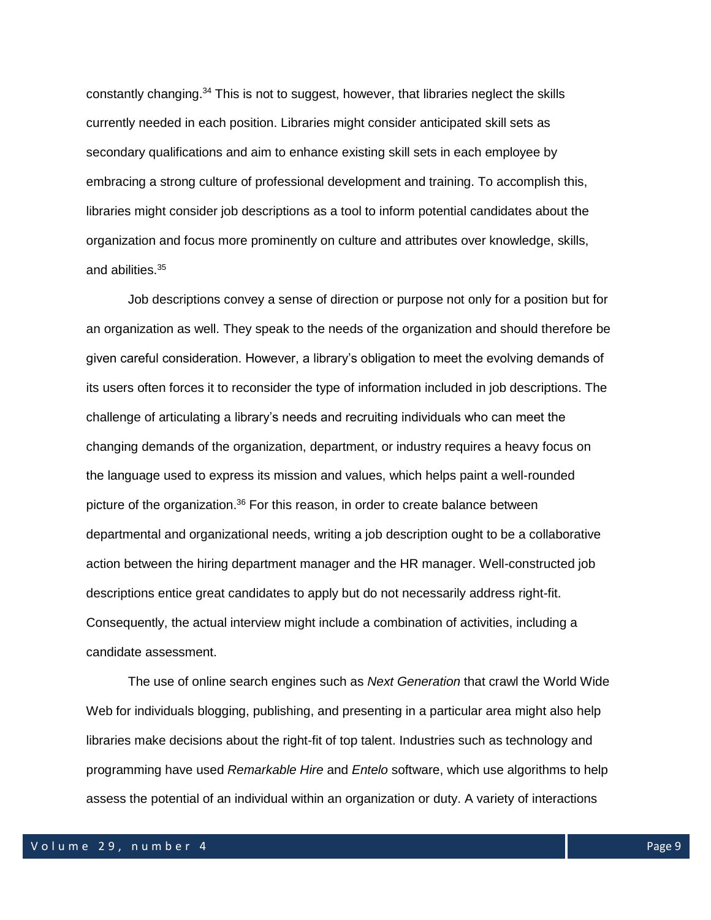constantly changing.[34] This is not to suggest, however, that libraries neglect the skills currently needed in each position. Libraries might consider anticipated skill sets as secondary qualifications and aim to enhance existing skill sets in each employee by embracing a strong culture of professional development and training. To accomplish this, libraries might consider job descriptions as a tool to inform potential candidates about the organization and focus more prominently on culture and attributes over knowledge, skills, and abilities.[35]

Job descriptions convey a sense of direction or purpose not only for a position but for an organization as well. They speak to the needs of the organization and should therefore be given careful consideration. However, a library's obligation to meet the evolving demands of its users often forces it to reconsider the type of information included in job descriptions. The challenge of articulating a library's needs and recruiting individuals who can meet the changing demands of the organization, department, or industry requires a heavy focus on the language used to express its mission and values, which helps paint a well-rounded picture of the organization.[36] For this reason, in order to create balance between departmental and organizational needs, writing a job description ought to be a collaborative action between the hiring department manager and the HR manager. Well-constructed job descriptions entice great candidates to apply but do not necessarily address right-fit. Consequently, the actual interview might include a combination of activities, including a candidate assessment.

The use of online search engines such as *Next Generation* that crawl the World Wide Web for individuals blogging, publishing, and presenting in a particular area might also help libraries make decisions about the right-fit of top talent. Industries such as technology and programming have used *Remarkable Hire* and *Entelo* software, which use algorithms to help assess the potential of an individual within an organization or duty. A variety of interactions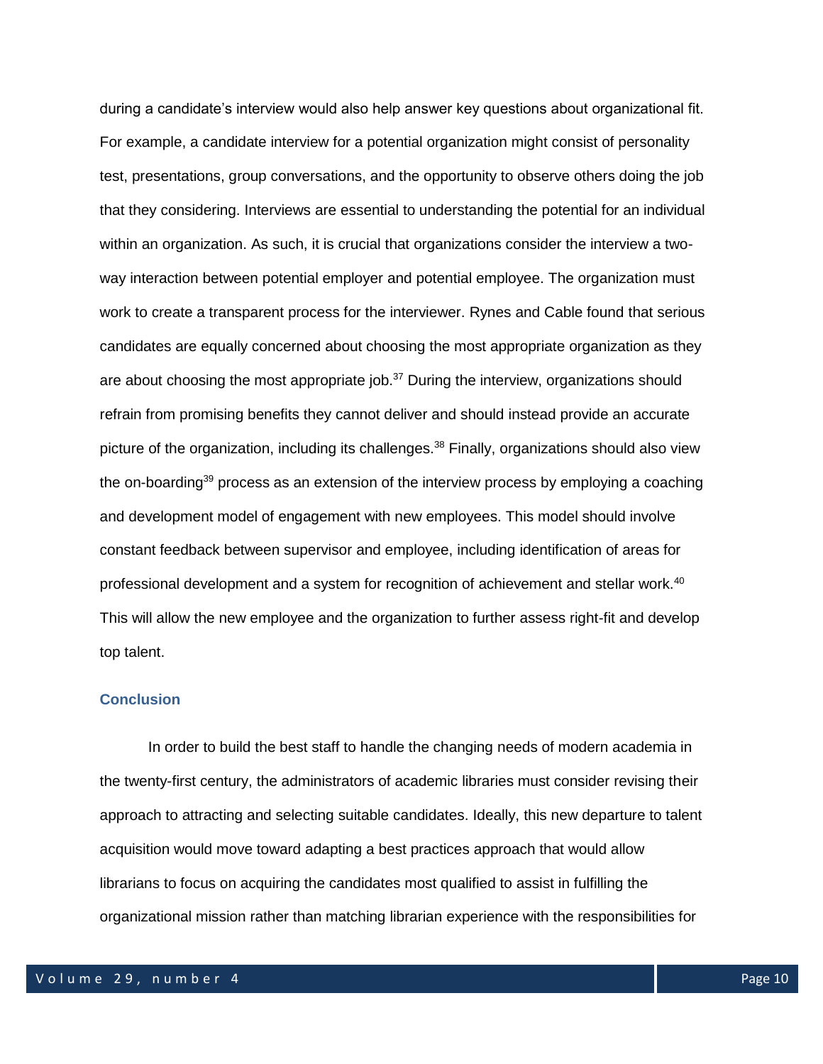during a candidate's interview would also help answer key questions about organizational fit. For example, a candidate interview for a potential organization might consist of personality test, presentations, group conversations, and the opportunity to observe others doing the job that they considering. Interviews are essential to understanding the potential for an individual within an organization. As such, it is crucial that organizations consider the interview a two-way interaction between potential employer and potential employee. The organization must work to create a transparent process for the interviewer. Rynes and Cable found that serious candidates are equally concerned about choosing the most appropriate organization as they are about choosing the most appropriate job.[37] During the interview, organizations should refrain from promising benefits they cannot deliver and should instead provide an accurate picture of the organization, including its challenges.[38] Finally, organizations should also view the on-boarding[39] process as an extension of the interview process by employing a coaching and development model of engagement with new employees. This model should involve constant feedback between supervisor and employee, including identification of areas for professional development and a system for recognition of achievement and stellar work.[40] This will allow the new employee and the organization to further assess right-fit and develop top talent.

## Conclusion

In order to build the best staff to handle the changing needs of modern academia in the twenty-first century, the administrators of academic libraries must consider revising their approach to attracting and selecting suitable candidates. Ideally, this new departure to talent acquisition would move toward adapting a best practices approach that would allow librarians to focus on acquiring the candidates most qualified to assist in fulfilling the organizational mission rather than matching librarian experience with the responsibilities for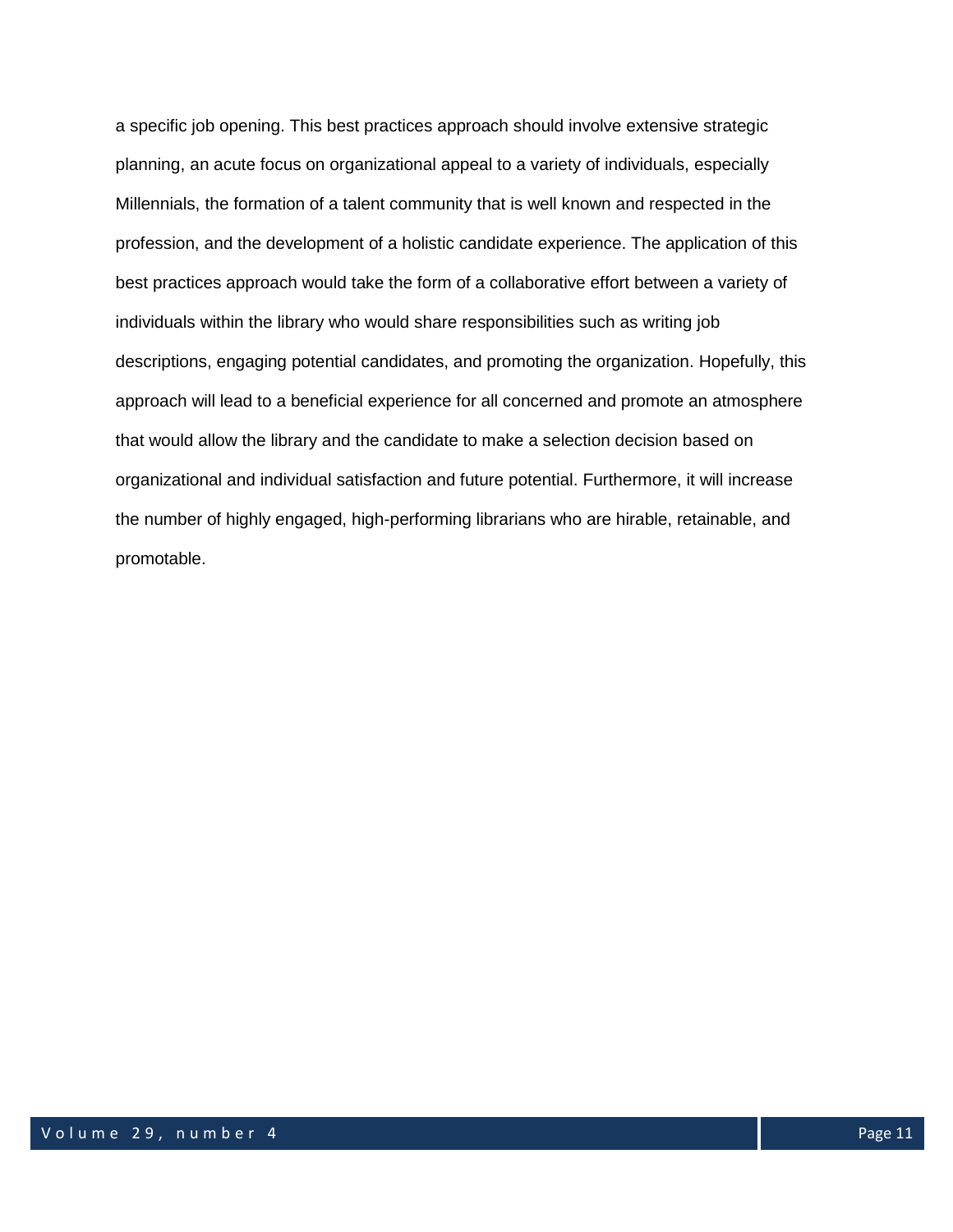a specific job opening. This best practices approach should involve extensive strategic planning, an acute focus on organizational appeal to a variety of individuals, especially Millennials, the formation of a talent community that is well known and respected in the profession, and the development of a holistic candidate experience. The application of this best practices approach would take the form of a collaborative effort between a variety of individuals within the library who would share responsibilities such as writing job descriptions, engaging potential candidates, and promoting the organization. Hopefully, this approach will lead to a beneficial experience for all concerned and promote an atmosphere that would allow the library and the candidate to make a selection decision based on organizational and individual satisfaction and future potential. Furthermore, it will increase the number of highly engaged, high-performing librarians who are hirable, retainable, and promotable.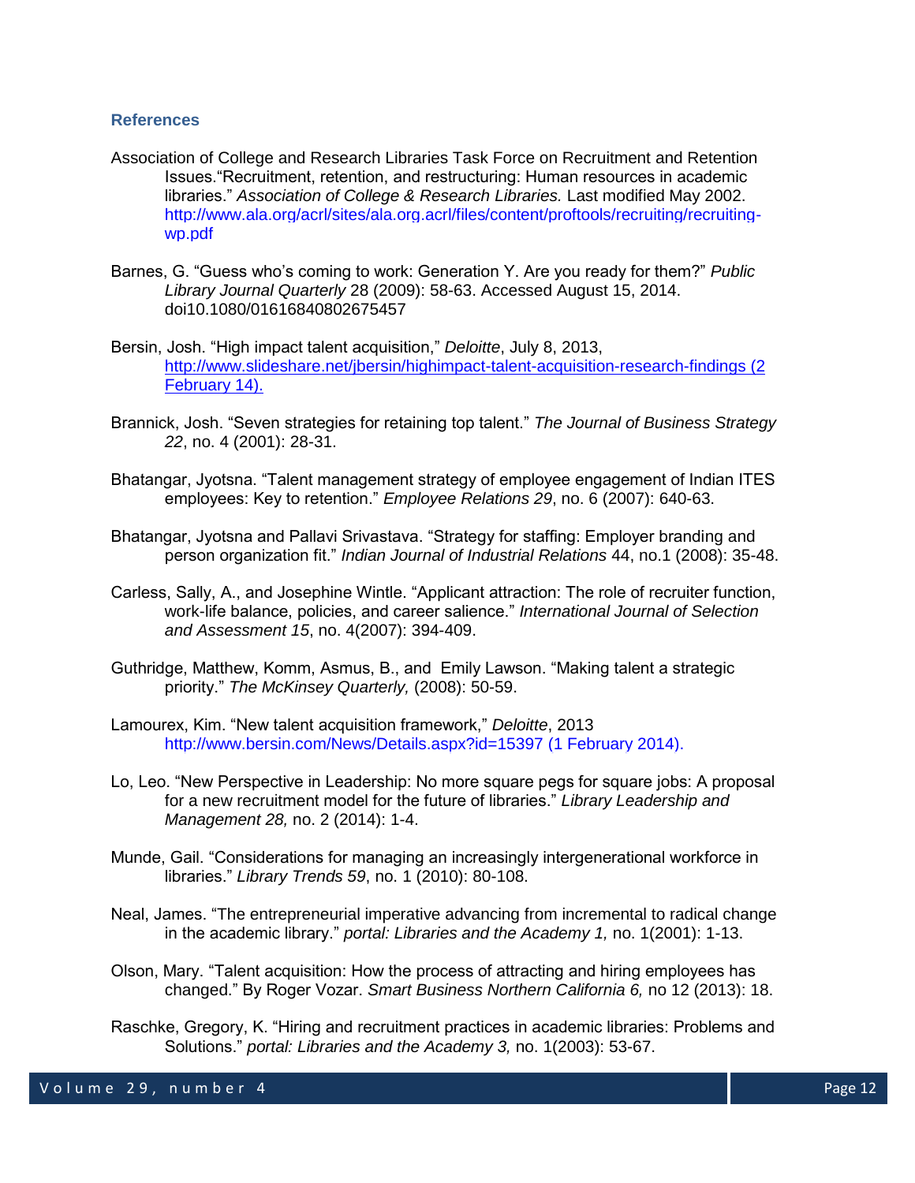### References

Association of College and Research Libraries Task Force on Recruitment and Retention Issues."Recruitment, retention, and restructuring: Human resources in academic libraries." *Association of College & Research Libraries.* Last modified May 2002. http://www.ala.org/acrl/sites/ala.org.acrl/files/content/proftools/recruiting/recruiting-wp.pdf

Barnes, G. "Guess who's coming to work: Generation Y. Are you ready for them?" *Public Library Journal Quarterly* 28 (2009): 58-63. Accessed August 15, 2014. doi10.1080/01616840802675457

Bersin, Josh. "High impact talent acquisition," *Deloitte*, July 8, 2013, http://www.slideshare.net/jbersin/highimpact-talent-acquisition-research-findings (2 February 14).

Brannick, Josh. "Seven strategies for retaining top talent." *The Journal of Business Strategy 22*, no. 4 (2001): 28-31.

Bhatangar, Jyotsna. "Talent management strategy of employee engagement of Indian ITES employees: Key to retention." *Employee Relations 29*, no. 6 (2007): 640-63.

Bhatangar, Jyotsna and Pallavi Srivastava. "Strategy for staffing: Employer branding and person organization fit." *Indian Journal of Industrial Relations* 44, no.1 (2008): 35-48.

Carless, Sally, A., and Josephine Wintle. "Applicant attraction: The role of recruiter function, work-life balance, policies, and career salience." *International Journal of Selection and Assessment 15*, no. 4(2007): 394-409.

Guthridge, Matthew, Komm, Asmus, B., and Emily Lawson. "Making talent a strategic priority." *The McKinsey Quarterly,* (2008): 50-59.

Lamourex, Kim. "New talent acquisition framework," *Deloitte*, 2013 http://www.bersin.com/News/Details.aspx?id=15397 (1 February 2014).

Lo, Leo. "New Perspective in Leadership: No more square pegs for square jobs: A proposal for a new recruitment model for the future of libraries." *Library Leadership and Management 28,* no. 2 (2014): 1-4.

Munde, Gail. "Considerations for managing an increasingly intergenerational workforce in libraries." *Library Trends 59*, no. 1 (2010): 80-108.

Neal, James. "The entrepreneurial imperative advancing from incremental to radical change in the academic library." *portal: Libraries and the Academy 1,* no. 1(2001): 1-13.

Olson, Mary. "Talent acquisition: How the process of attracting and hiring employees has changed." By Roger Vozar. *Smart Business Northern California 6,* no 12 (2013): 18.

Raschke, Gregory, K. "Hiring and recruitment practices in academic libraries: Problems and Solutions." *portal: Libraries and the Academy 3,* no. 1(2003): 53-67.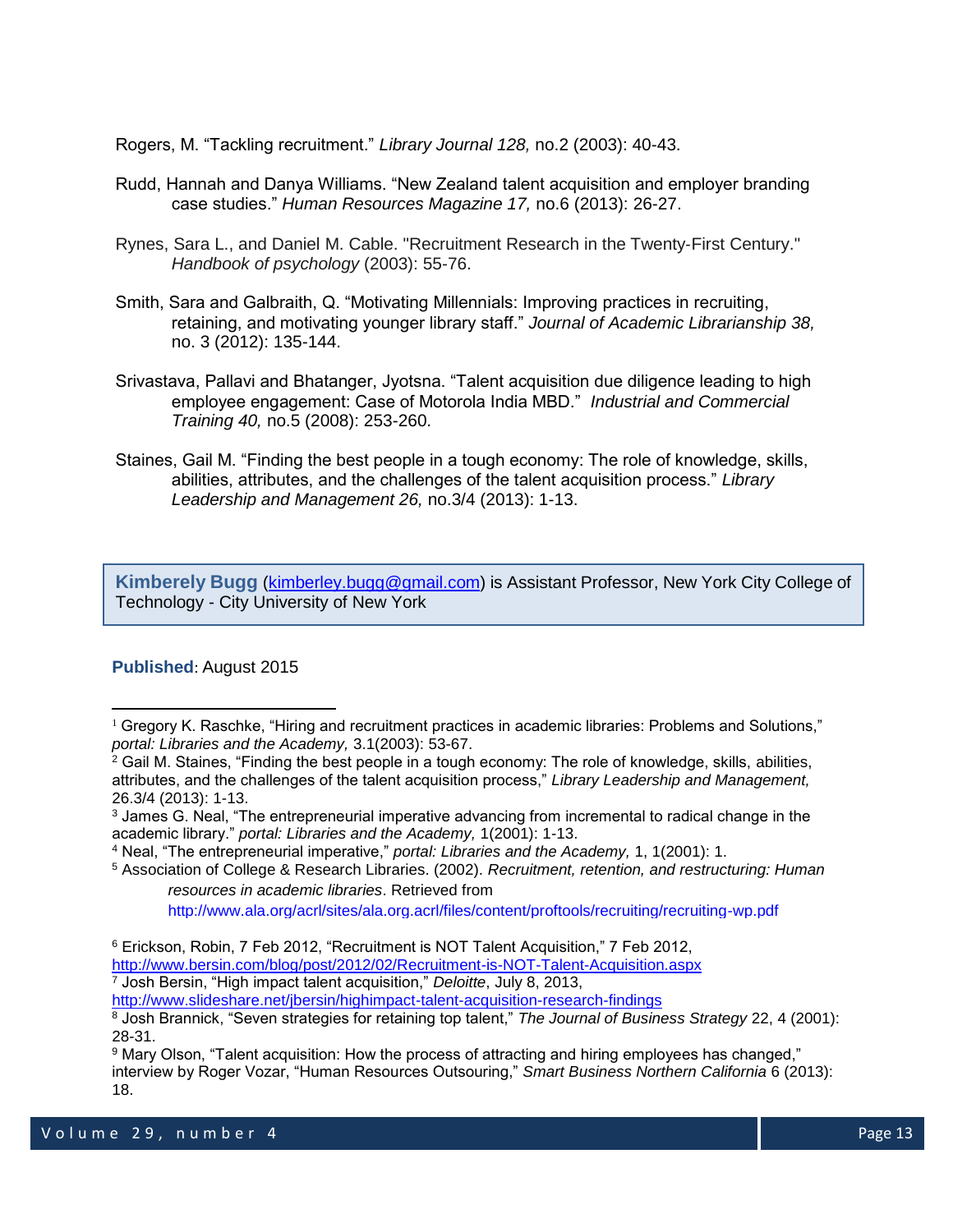Rogers, M. "Tackling recruitment." *Library Journal 128,* no.2 (2003): 40-43.

Rudd, Hannah and Danya Williams. "New Zealand talent acquisition and employer branding case studies." *Human Resources Magazine 17,* no.6 (2013): 26-27.

Rynes, Sara L., and Daniel M. Cable. "Recruitment Research in the Twenty-First Century." *Handbook of psychology* (2003): 55-76.

Smith, Sara and Galbraith, Q. "Motivating Millennials: Improving practices in recruiting, retaining, and motivating younger library staff." *Journal of Academic Librarianship 38,* no. 3 (2012): 135-144.

Srivastava, Pallavi and Bhatanger, Jyotsna. "Talent acquisition due diligence leading to high employee engagement: Case of Motorola India MBD." *Industrial and Commercial Training 40,* no.5 (2008): 253-260.

Staines, Gail M. "Finding the best people in a tough economy: The role of knowledge, skills, abilities, attributes, and the challenges of the talent acquisition process." *Library Leadership and Management 26,* no.3/4 (2013): 1-13.

**Kimberely Bugg** (kimberley.bugg@gmail.com) is Assistant Professor, New York City College of Technology - City University of New York

**Published**: August 2015

---

[1] Gregory K. Raschke, "Hiring and recruitment practices in academic libraries: Problems and Solutions," *portal: Libraries and the Academy,* 3.1(2003): 53-67.

[2] Gail M. Staines, "Finding the best people in a tough economy: The role of knowledge, skills, abilities, attributes, and the challenges of the talent acquisition process," *Library Leadership and Management,* 26.3/4 (2013): 1-13.

[3] James G. Neal, "The entrepreneurial imperative advancing from incremental to radical change in the academic library." *portal: Libraries and the Academy,* 1(2001): 1-13.

[4] Neal, "The entrepreneurial imperative," *portal: Libraries and the Academy,* 1, 1(2001): 1.

[5] Association of College & Research Libraries. (2002). *Recruitment, retention, and restructuring: Human resources in academic libraries*. Retrieved from http://www.ala.org/acrl/sites/ala.org.acrl/files/content/proftools/recruiting/recruiting-wp.pdf

[6] Erickson, Robin, 7 Feb 2012, "Recruitment is NOT Talent Acquisition," 7 Feb 2012, http://www.bersin.com/blog/post/2012/02/Recruitment-is-NOT-Talent-Acquisition.aspx

[7] Josh Bersin, "High impact talent acquisition," *Deloitte*, July 8, 2013, http://www.slideshare.net/jbersin/highimpact-talent-acquisition-research-findings

[8] Josh Brannick, "Seven strategies for retaining top talent," *The Journal of Business Strategy* 22, 4 (2001): 28-31.

[9] Mary Olson, "Talent acquisition: How the process of attracting and hiring employees has changed," interview by Roger Vozar, "Human Resources Outsouring," *Smart Business Northern California* 6 (2013): 18.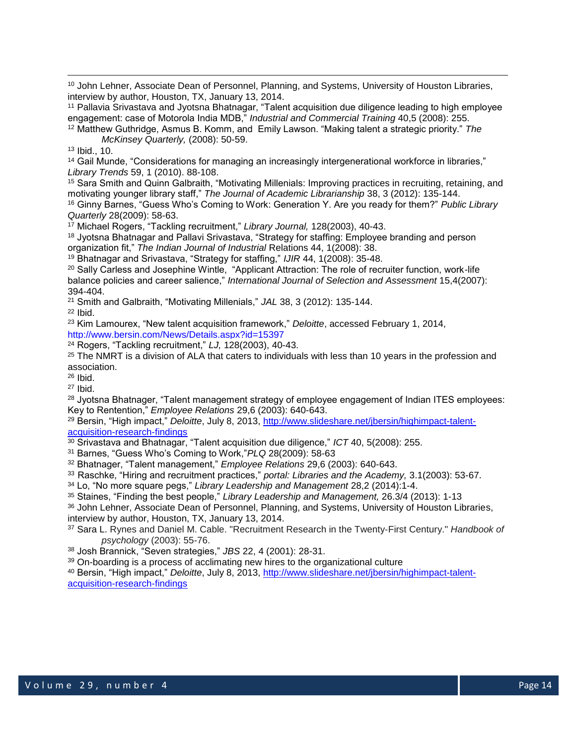[10] John Lehner, Associate Dean of Personnel, Planning, and Systems, University of Houston Libraries, interview by author, Houston, TX, January 13, 2014.

[11] Pallavia Srivastava and Jyotsna Bhatnagar, "Talent acquisition due diligence leading to high employee engagement: case of Motorola India MDB," *Industrial and Commercial Training* 40,5 (2008): 255.

[12] Matthew Guthridge, Asmus B. Komm, and Emily Lawson. "Making talent a strategic priority." *The McKinsey Quarterly,* (2008): 50-59.

[13] Ibid., 10.

[14] Gail Munde, "Considerations for managing an increasingly intergenerational workforce in libraries," *Library Trends* 59, 1 (2010). 88-108.

[15] Sara Smith and Quinn Galbraith, "Motivating Millenials: Improving practices in recruiting, retaining, and motivating younger library staff," *The Journal of Academic Librarianship* 38, 3 (2012): 135-144.

[16] Ginny Barnes, "Guess Who's Coming to Work: Generation Y. Are you ready for them?" *Public Library Quarterly* 28(2009): 58-63.

[17] Michael Rogers, "Tackling recruitment," *Library Journal,* 128(2003), 40-43.

[18] Jyotsna Bhatnagar and Pallavi Srivastava, "Strategy for staffing: Employee branding and person organization fit," *The Indian Journal of Industrial* Relations 44, 1(2008): 38.

[19] Bhatnagar and Srivastava, "Strategy for staffing," *IJIR* 44, 1(2008): 35-48.

[20] Sally Carless and Josephine Wintle, "Applicant Attraction: The role of recruiter function, work-life balance policies and career salience," *International Journal of Selection and Assessment* 15,4(2007): 394-404.

[21] Smith and Galbraith, "Motivating Millenials," *JAL* 38, 3 (2012): 135-144.

[22] Ibid.

[23] Kim Lamourex, "New talent acquisition framework," *Deloitte*, accessed February 1, 2014, http://www.bersin.com/News/Details.aspx?id=15397

[24] Rogers, "Tackling recruitment," *LJ,* 128(2003), 40-43.

[25] The NMRT is a division of ALA that caters to individuals with less than 10 years in the profession and association.

[26] Ibid.

[27] Ibid.

[28] Jyotsna Bhatnager, "Talent management strategy of employee engagement of Indian ITES employees: Key to Rentention," *Employee Relations* 29,6 (2003): 640-643.

[29] Bersin, "High impact," *Deloitte*, July 8, 2013, http://www.slideshare.net/jbersin/highimpact-talent-acquisition-research-findings

[30] Srivastava and Bhatnagar, "Talent acquisition due diligence," *ICT* 40, 5(2008): 255.

[31] Barnes, "Guess Who's Coming to Work,"*PLQ* 28(2009): 58-63

[32] Bhatnager, "Talent management," *Employee Relations* 29,6 (2003): 640-643.

[33] Raschke, "Hiring and recruitment practices," *portal: Libraries and the Academy,* 3.1(2003): 53-67.

[34] Lo, "No more square pegs," *Library Leadership and Management* 28,2 (2014):1-4.

[35] Staines, "Finding the best people," *Library Leadership and Management,* 26.3/4 (2013): 1-13

[36] John Lehner, Associate Dean of Personnel, Planning, and Systems, University of Houston Libraries, interview by author, Houston, TX, January 13, 2014.

[37] Sara L. Rynes and Daniel M. Cable. "Recruitment Research in the Twenty-First Century." *Handbook of psychology* (2003): 55-76.

[38] Josh Brannick, "Seven strategies," *JBS* 22, 4 (2001): 28-31.

[39] On-boarding is a process of acclimating new hires to the organizational culture

[40] Bersin, "High impact," *Deloitte*, July 8, 2013, http://www.slideshare.net/jbersin/highimpact-talent-acquisition-research-findings